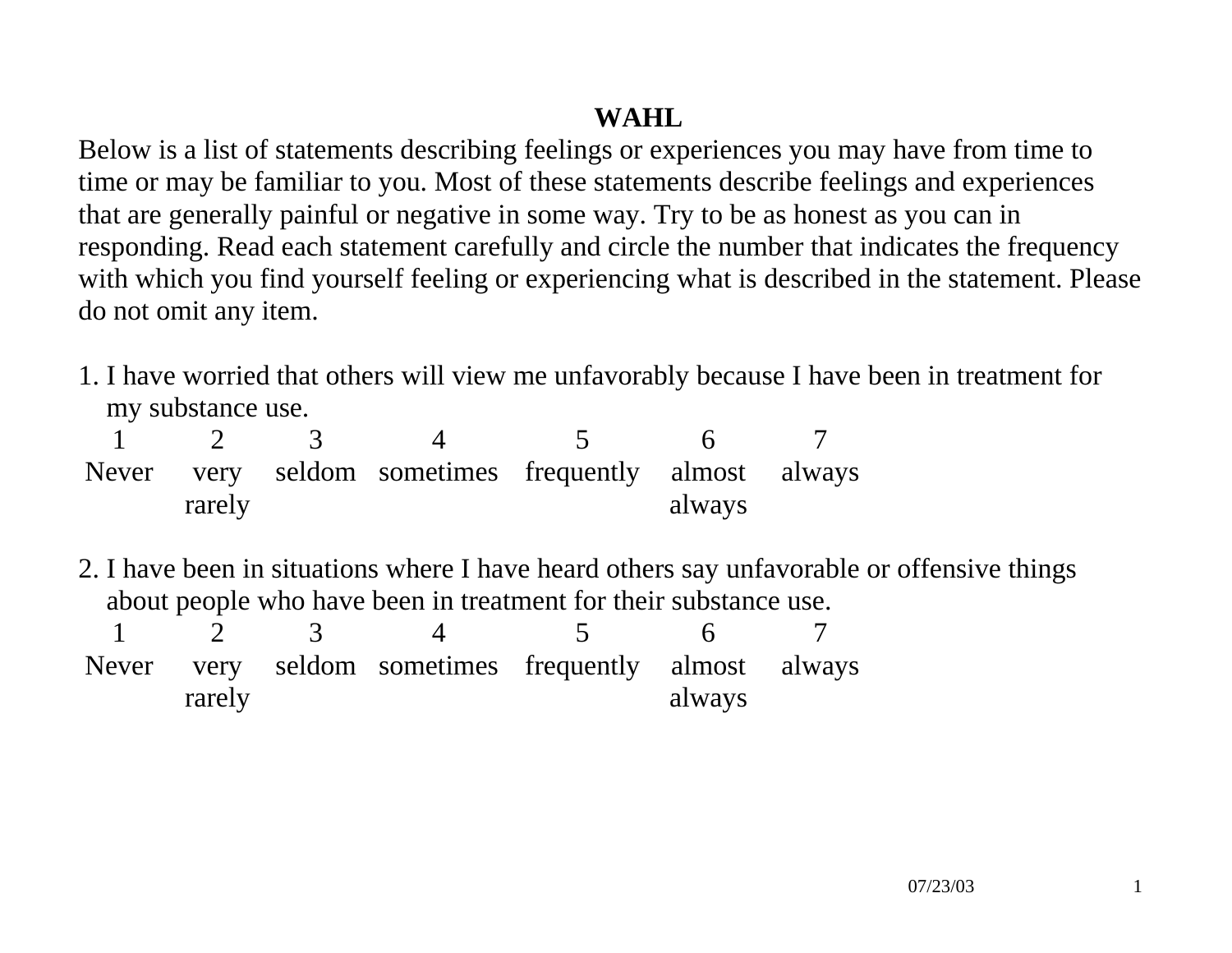# WAHL

Below is a list of statements describing feelings or experiences you may have from time to time or may be familiar to you. Most of these statements describe feelings and experiences that are generally painful or negative in some way. Try to be as honest as you can in responding. Read each statement carefully and circle the number that indicates the frequency with which you find yourself feeling or experiencing what is described in the statement. Please do not omit any item.

1. I have worried that others will view me unfavorably because I have been in treatment for my substance use.

| 1 | 2 | 3 | 4 | 5 | 6 | 7 |
|---|---|---|---|---|---|---|
| Never | very rarely | seldom | sometimes | frequently | almost always | always |

2. I have been in situations where I have heard others say unfavorable or offensive things about people who have been in treatment for their substance use.

| 1 | 2 | 3 | 4 | 5 | 6 | 7 |
|---|---|---|---|---|---|---|
| Never | very rarely | seldom | sometimes | frequently | almost always | always |

07/23/03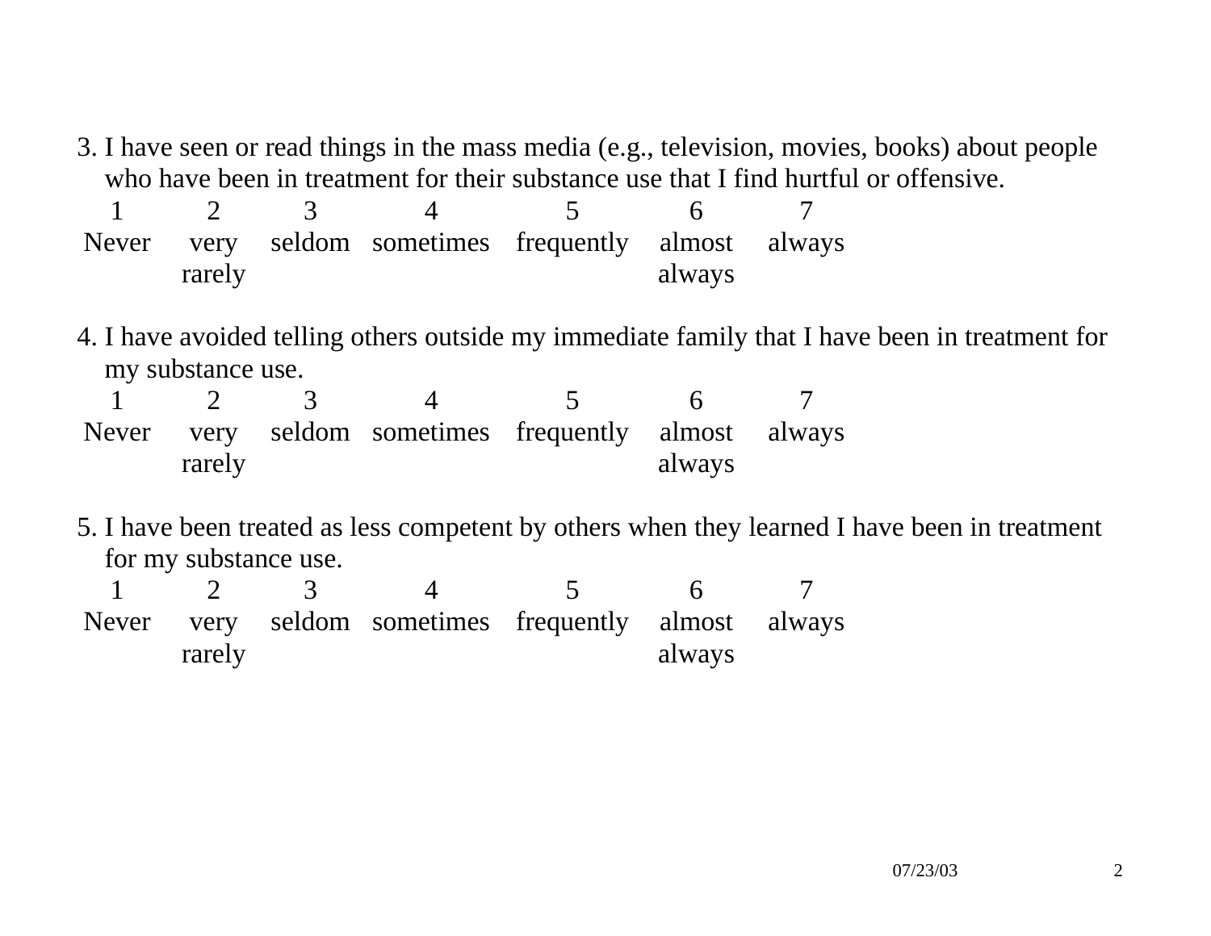3. I have seen or read things in the mass media (e.g., television, movies, books) about people who have been in treatment for their substance use that I find hurtful or offensive.

| 1 | 2 | 3 | 4 | 5 | 6 | 7 |
|---|---|---|---|---|---|---|
| Never | very rarely | seldom | sometimes | frequently | almost always | always |

4. I have avoided telling others outside my immediate family that I have been in treatment for my substance use.

| 1 | 2 | 3 | 4 | 5 | 6 | 7 |
|---|---|---|---|---|---|---|
| Never | very rarely | seldom | sometimes | frequently | almost always | always |

5. I have been treated as less competent by others when they learned I have been in treatment for my substance use.

| 1 | 2 | 3 | 4 | 5 | 6 | 7 |
|---|---|---|---|---|---|---|
| Never | very rarely | seldom | sometimes | frequently | almost always | always |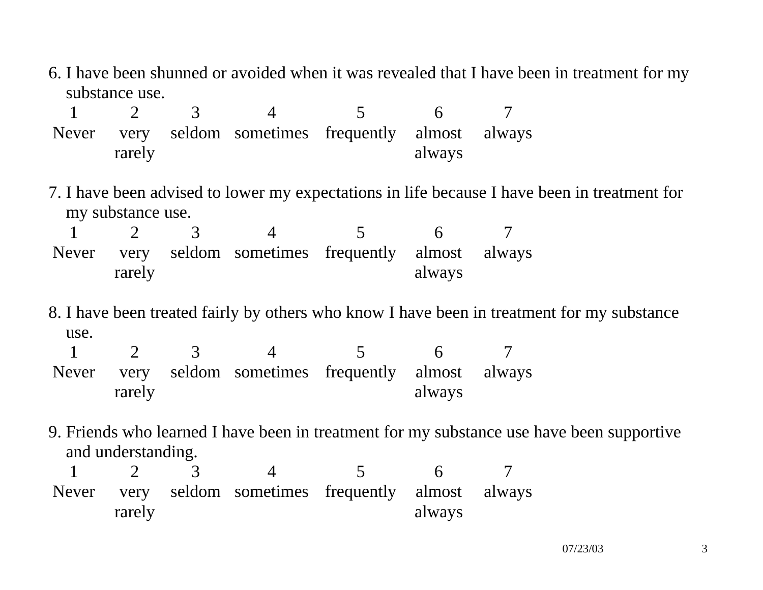6. I have been shunned or avoided when it was revealed that I have been in treatment for my substance use.

| 1 | 2 | 3 | 4 | 5 | 6 | 7 |
|---|---|---|---|---|---|---|
| Never | very rarely | seldom | sometimes | frequently | almost always | always |

7. I have been advised to lower my expectations in life because I have been in treatment for my substance use.

| 1 | 2 | 3 | 4 | 5 | 6 | 7 |
|---|---|---|---|---|---|---|
| Never | very rarely | seldom | sometimes | frequently | almost always | always |

8. I have been treated fairly by others who know I have been in treatment for my substance use.

| 1 | 2 | 3 | 4 | 5 | 6 | 7 |
|---|---|---|---|---|---|---|
| Never | very rarely | seldom | sometimes | frequently | almost always | always |

9. Friends who learned I have been in treatment for my substance use have been supportive and understanding.

| 1 | 2 | 3 | 4 | 5 | 6 | 7 |
|---|---|---|---|---|---|---|
| Never | very rarely | seldom | sometimes | frequently | almost always | always |